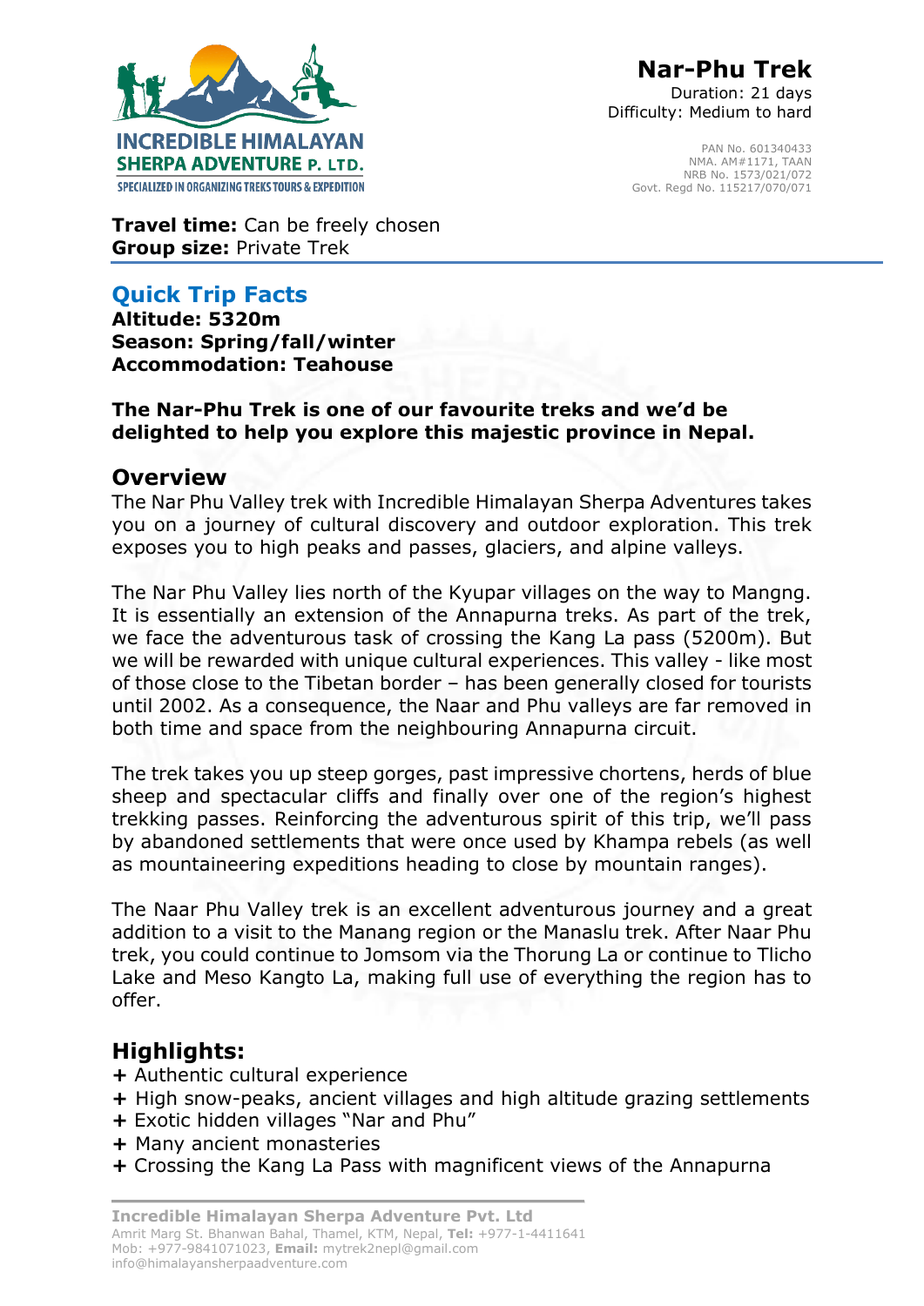# Nar-Phu Trek

Duration: 21 days
Difficulty: Medium to hard

PAN No. 601340433
NMA. AM#1171, TAAN
NRB No. 1573/021/072
Govt. Regd No. 115217/070/071

**Travel time:** Can be freely chosen
**Group size:** Private Trek

## Quick Trip Facts

**Altitude: 5320m**
**Season: Spring/fall/winter**
**Accommodation: Teahouse**

**The Nar-Phu Trek is one of our favourite treks and we'd be delighted to help you explore this majestic province in Nepal.**

## Overview

The Nar Phu Valley trek with Incredible Himalayan Sherpa Adventures takes you on a journey of cultural discovery and outdoor exploration. This trek exposes you to high peaks and passes, glaciers, and alpine valleys.

The Nar Phu Valley lies north of the Kyupar villages on the way to Mangng. It is essentially an extension of the Annapurna treks. As part of the trek, we face the adventurous task of crossing the Kang La pass (5200m). But we will be rewarded with unique cultural experiences. This valley - like most of those close to the Tibetan border – has been generally closed for tourists until 2002. As a consequence, the Naar and Phu valleys are far removed in both time and space from the neighbouring Annapurna circuit.

The trek takes you up steep gorges, past impressive chortens, herds of blue sheep and spectacular cliffs and finally over one of the region's highest trekking passes. Reinforcing the adventurous spirit of this trip, we'll pass by abandoned settlements that were once used by Khampa rebels (as well as mountaineering expeditions heading to close by mountain ranges).

The Naar Phu Valley trek is an excellent adventurous journey and a great addition to a visit to the Manang region or the Manaslu trek. After Naar Phu trek, you could continue to Jomsom via the Thorung La or continue to Tlicho Lake and Meso Kangto La, making full use of everything the region has to offer.

## Highlights:

+ Authentic cultural experience
+ High snow-peaks, ancient villages and high altitude grazing settlements
+ Exotic hidden villages "Nar and Phu"
+ Many ancient monasteries
+ Crossing the Kang La Pass with magnificent views of the Annapurna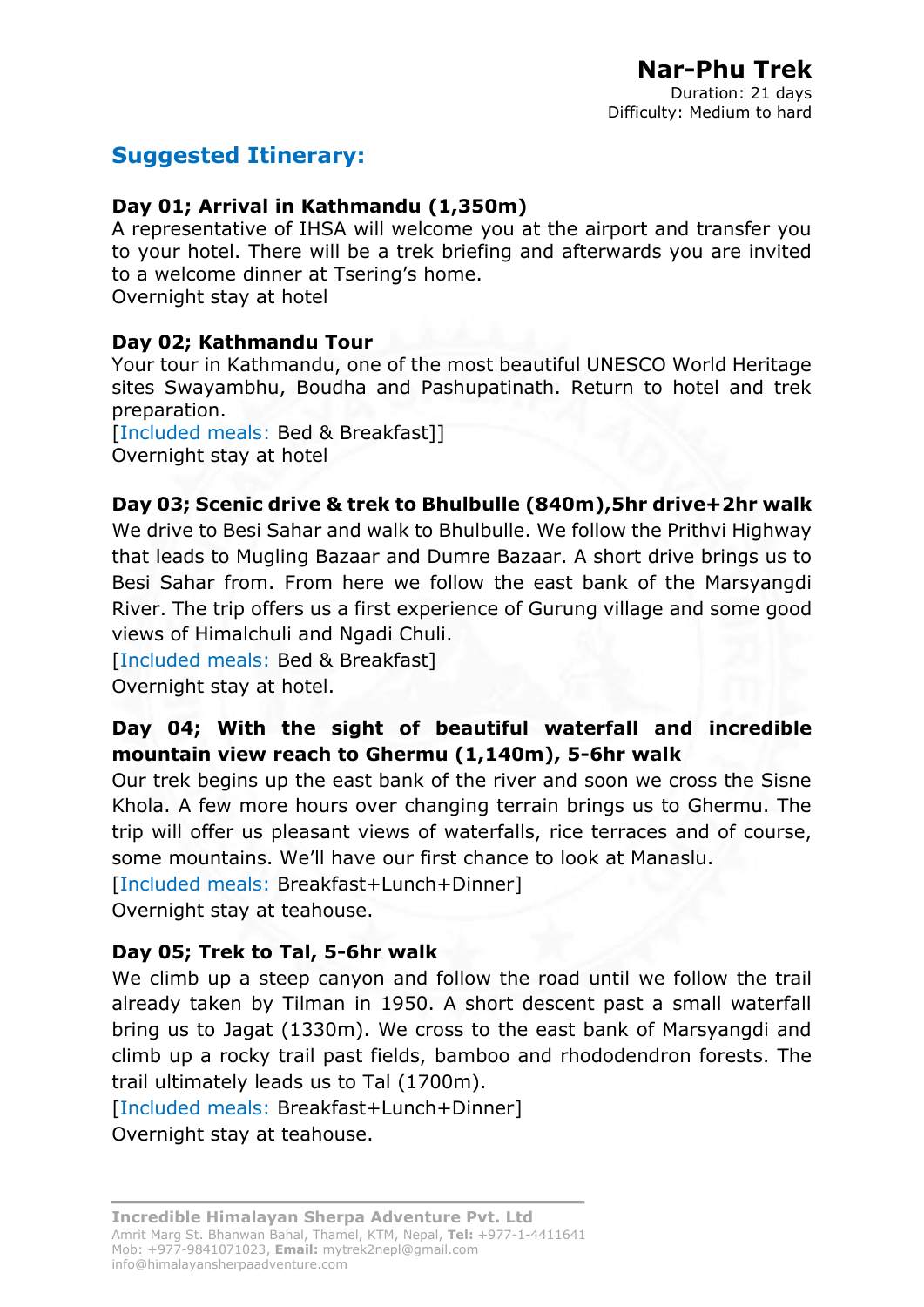# Nar-Phu Trek

Duration: 21 days
Difficulty: Medium to hard

## Suggested Itinerary:

**Day 01; Arrival in Kathmandu (1,350m)**
A representative of IHSA will welcome you at the airport and transfer you to your hotel. There will be a trek briefing and afterwards you are invited to a welcome dinner at Tsering's home.
Overnight stay at hotel

**Day 02; Kathmandu Tour**
Your tour in Kathmandu, one of the most beautiful UNESCO World Heritage sites Swayambhu, Boudha and Pashupatinath. Return to hotel and trek preparation.
[Included meals: Bed & Breakfast]]
Overnight stay at hotel

**Day 03; Scenic drive & trek to Bhulbulle (840m),5hr drive+2hr walk**
We drive to Besi Sahar and walk to Bhulbulle. We follow the Prithvi Highway that leads to Mugling Bazaar and Dumre Bazaar. A short drive brings us to Besi Sahar from. From here we follow the east bank of the Marsyangdi River. The trip offers us a first experience of Gurung village and some good views of Himalchuli and Ngadi Chuli.
[Included meals: Bed & Breakfast]
Overnight stay at hotel.

**Day 04; With the sight of beautiful waterfall and incredible mountain view reach to Ghermu (1,140m), 5-6hr walk**
Our trek begins up the east bank of the river and soon we cross the Sisne Khola. A few more hours over changing terrain brings us to Ghermu. The trip will offer us pleasant views of waterfalls, rice terraces and of course, some mountains. We'll have our first chance to look at Manaslu.
[Included meals: Breakfast+Lunch+Dinner]
Overnight stay at teahouse.

**Day 05; Trek to Tal, 5-6hr walk**
We climb up a steep canyon and follow the road until we follow the trail already taken by Tilman in 1950. A short descent past a small waterfall bring us to Jagat (1330m). We cross to the east bank of Marsyangdi and climb up a rocky trail past fields, bamboo and rhododendron forests. The trail ultimately leads us to Tal (1700m).
[Included meals: Breakfast+Lunch+Dinner]
Overnight stay at teahouse.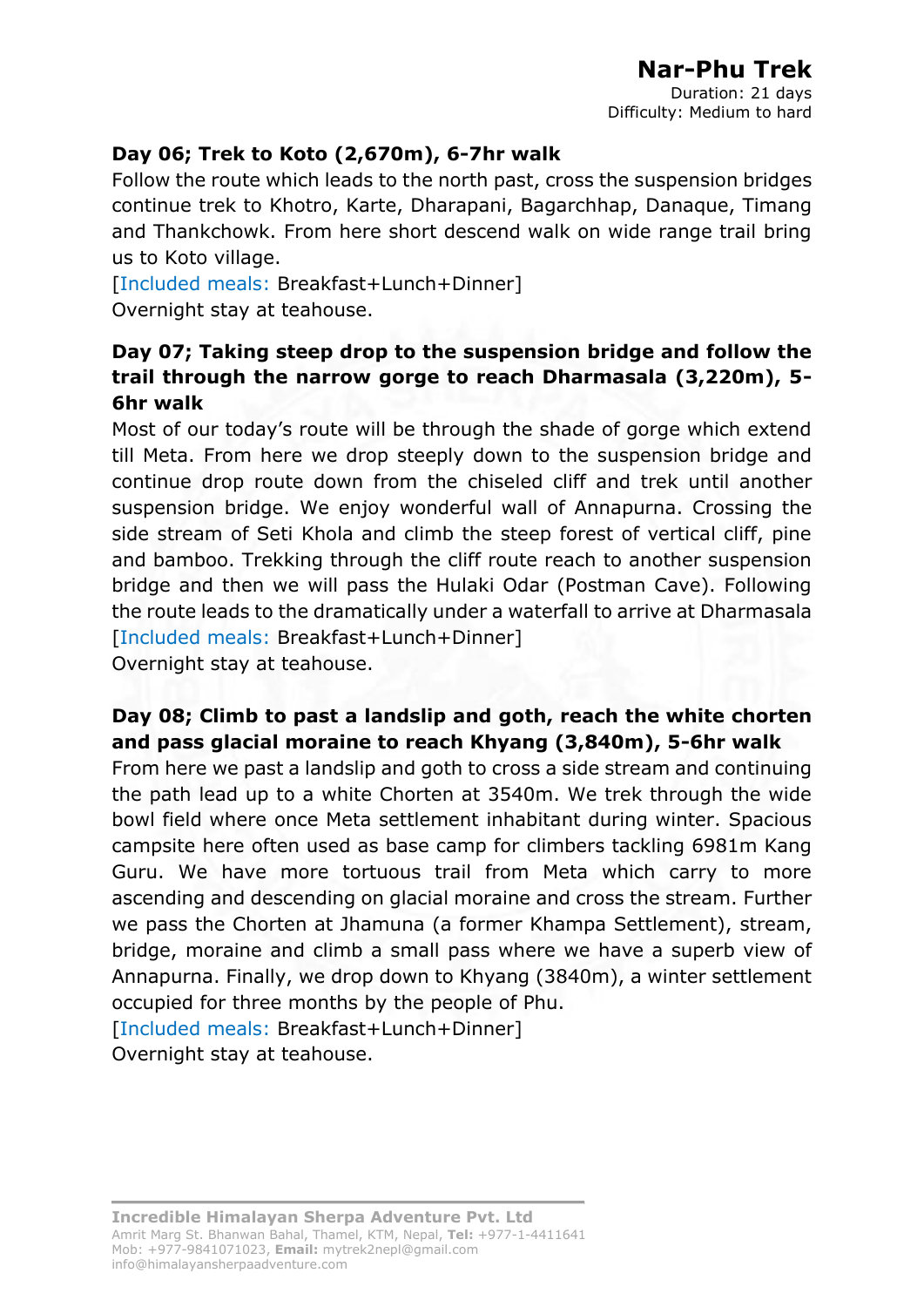**Day 06; Trek to Koto (2,670m), 6-7hr walk**

Follow the route which leads to the north past, cross the suspension bridges continue trek to Khotro, Karte, Dharapani, Bagarchhap, Danaque, Timang and Thankchowk. From here short descend walk on wide range trail bring us to Koto village.

[Included meals: Breakfast+Lunch+Dinner]

Overnight stay at teahouse.

**Day 07; Taking steep drop to the suspension bridge and follow the trail through the narrow gorge to reach Dharmasala (3,220m), 5-6hr walk**

Most of our today's route will be through the shade of gorge which extend till Meta. From here we drop steeply down to the suspension bridge and continue drop route down from the chiseled cliff and trek until another suspension bridge. We enjoy wonderful wall of Annapurna. Crossing the side stream of Seti Khola and climb the steep forest of vertical cliff, pine and bamboo. Trekking through the cliff route reach to another suspension bridge and then we will pass the Hulaki Odar (Postman Cave). Following the route leads to the dramatically under a waterfall to arrive at Dharmasala

[Included meals: Breakfast+Lunch+Dinner]

Overnight stay at teahouse.

**Day 08; Climb to past a landslip and goth, reach the white chorten and pass glacial moraine to reach Khyang (3,840m), 5-6hr walk**

From here we past a landslip and goth to cross a side stream and continuing the path lead up to a white Chorten at 3540m. We trek through the wide bowl field where once Meta settlement inhabitant during winter. Spacious campsite here often used as base camp for climbers tackling 6981m Kang Guru. We have more tortuous trail from Meta which carry to more ascending and descending on glacial moraine and cross the stream. Further we pass the Chorten at Jhamuna (a former Khampa Settlement), stream, bridge, moraine and climb a small pass where we have a superb view of Annapurna. Finally, we drop down to Khyang (3840m), a winter settlement occupied for three months by the people of Phu.

[Included meals: Breakfast+Lunch+Dinner]

Overnight stay at teahouse.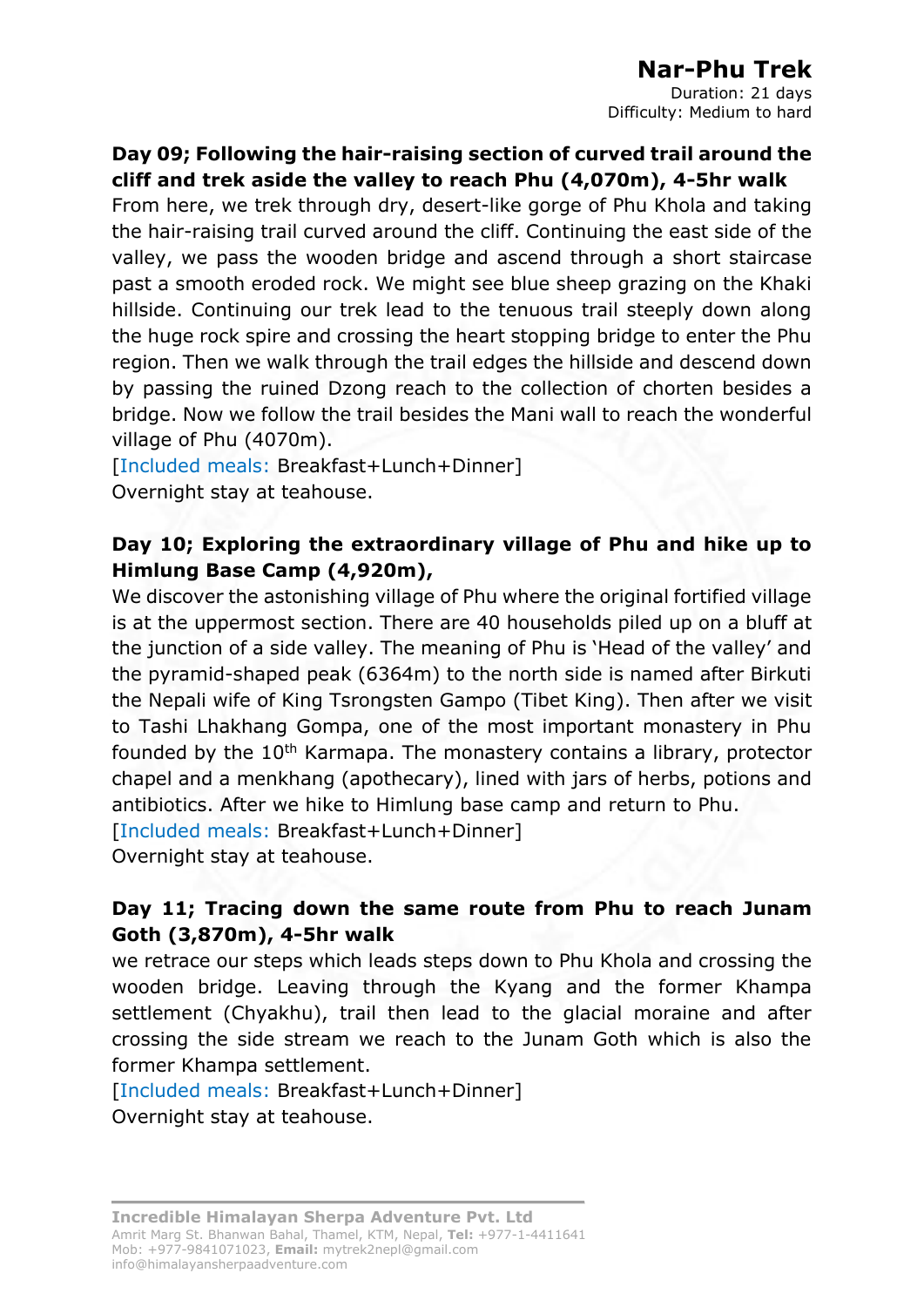**Day 09; Following the hair-raising section of curved trail around the cliff and trek aside the valley to reach Phu (4,070m), 4-5hr walk**

From here, we trek through dry, desert-like gorge of Phu Khola and taking the hair-raising trail curved around the cliff. Continuing the east side of the valley, we pass the wooden bridge and ascend through a short staircase past a smooth eroded rock. We might see blue sheep grazing on the Khaki hillside. Continuing our trek lead to the tenuous trail steeply down along the huge rock spire and crossing the heart stopping bridge to enter the Phu region. Then we walk through the trail edges the hillside and descend down by passing the ruined Dzong reach to the collection of chorten besides a bridge. Now we follow the trail besides the Mani wall to reach the wonderful village of Phu (4070m).

[Included meals: Breakfast+Lunch+Dinner]

Overnight stay at teahouse.

**Day 10; Exploring the extraordinary village of Phu and hike up to Himlung Base Camp (4,920m),**

We discover the astonishing village of Phu where the original fortified village is at the uppermost section. There are 40 households piled up on a bluff at the junction of a side valley. The meaning of Phu is 'Head of the valley' and the pyramid-shaped peak (6364m) to the north side is named after Birkuti the Nepali wife of King Tsrongsten Gampo (Tibet King). Then after we visit to Tashi Lhakhang Gompa, one of the most important monastery in Phu founded by the 10th Karmapa. The monastery contains a library, protector chapel and a menkhang (apothecary), lined with jars of herbs, potions and antibiotics. After we hike to Himlung base camp and return to Phu.

[Included meals: Breakfast+Lunch+Dinner]

Overnight stay at teahouse.

**Day 11; Tracing down the same route from Phu to reach Junam Goth (3,870m), 4-5hr walk**

we retrace our steps which leads steps down to Phu Khola and crossing the wooden bridge. Leaving through the Kyang and the former Khampa settlement (Chyakhu), trail then lead to the glacial moraine and after crossing the side stream we reach to the Junam Goth which is also the former Khampa settlement.

[Included meals: Breakfast+Lunch+Dinner]

Overnight stay at teahouse.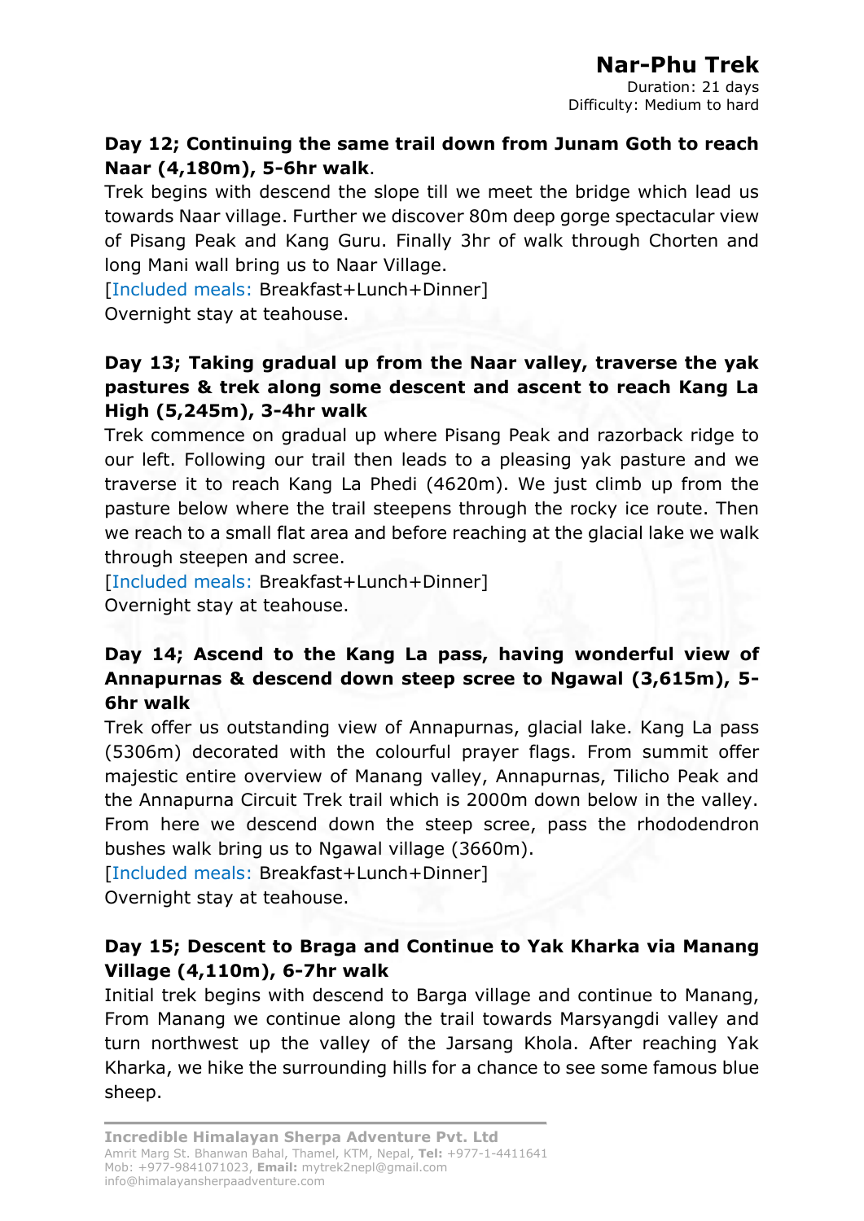**Day 12; Continuing the same trail down from Junam Goth to reach Naar (4,180m), 5-6hr walk**.

Trek begins with descend the slope till we meet the bridge which lead us towards Naar village. Further we discover 80m deep gorge spectacular view of Pisang Peak and Kang Guru. Finally 3hr of walk through Chorten and long Mani wall bring us to Naar Village.

[Included meals: Breakfast+Lunch+Dinner]

Overnight stay at teahouse.

**Day 13; Taking gradual up from the Naar valley, traverse the yak pastures & trek along some descent and ascent to reach Kang La High (5,245m), 3-4hr walk**

Trek commence on gradual up where Pisang Peak and razorback ridge to our left. Following our trail then leads to a pleasing yak pasture and we traverse it to reach Kang La Phedi (4620m). We just climb up from the pasture below where the trail steepens through the rocky ice route. Then we reach to a small flat area and before reaching at the glacial lake we walk through steepen and scree.

[Included meals: Breakfast+Lunch+Dinner]

Overnight stay at teahouse.

**Day 14; Ascend to the Kang La pass, having wonderful view of Annapurnas & descend down steep scree to Ngawal (3,615m), 5-6hr walk**

Trek offer us outstanding view of Annapurnas, glacial lake. Kang La pass (5306m) decorated with the colourful prayer flags. From summit offer majestic entire overview of Manang valley, Annapurnas, Tilicho Peak and the Annapurna Circuit Trek trail which is 2000m down below in the valley. From here we descend down the steep scree, pass the rhododendron bushes walk bring us to Ngawal village (3660m).

[Included meals: Breakfast+Lunch+Dinner]

Overnight stay at teahouse.

**Day 15; Descent to Braga and Continue to Yak Kharka via Manang Village (4,110m), 6-7hr walk**

Initial trek begins with descend to Barga village and continue to Manang, From Manang we continue along the trail towards Marsyangdi valley and turn northwest up the valley of the Jarsang Khola. After reaching Yak Kharka, we hike the surrounding hills for a chance to see some famous blue sheep.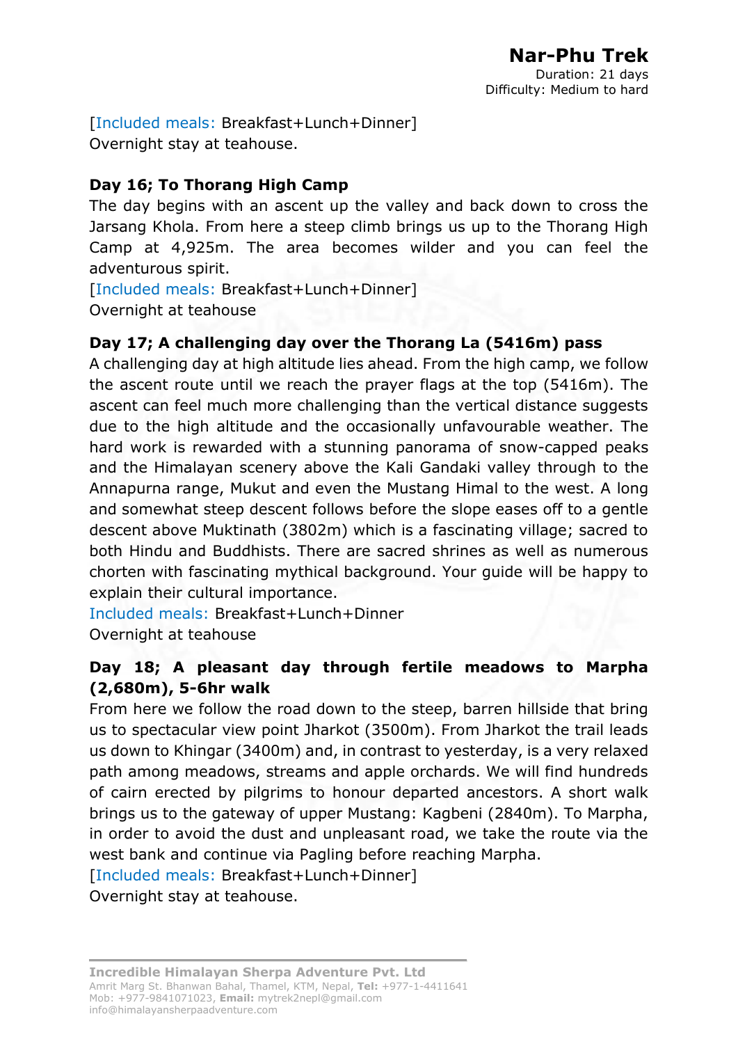[Included meals: Breakfast+Lunch+Dinner]
Overnight stay at teahouse.

**Day 16; To Thorang High Camp**

The day begins with an ascent up the valley and back down to cross the Jarsang Khola. From here a steep climb brings us up to the Thorang High Camp at 4,925m. The area becomes wilder and you can feel the adventurous spirit.
[Included meals: Breakfast+Lunch+Dinner]
Overnight at teahouse

**Day 17; A challenging day over the Thorang La (5416m) pass**

A challenging day at high altitude lies ahead. From the high camp, we follow the ascent route until we reach the prayer flags at the top (5416m). The ascent can feel much more challenging than the vertical distance suggests due to the high altitude and the occasionally unfavourable weather. The hard work is rewarded with a stunning panorama of snow-capped peaks and the Himalayan scenery above the Kali Gandaki valley through to the Annapurna range, Mukut and even the Mustang Himal to the west. A long and somewhat steep descent follows before the slope eases off to a gentle descent above Muktinath (3802m) which is a fascinating village; sacred to both Hindu and Buddhists. There are sacred shrines as well as numerous chorten with fascinating mythical background. Your guide will be happy to explain their cultural importance.
Included meals: Breakfast+Lunch+Dinner
Overnight at teahouse

**Day 18; A pleasant day through fertile meadows to Marpha (2,680m), 5-6hr walk**

From here we follow the road down to the steep, barren hillside that bring us to spectacular view point Jharkot (3500m). From Jharkot the trail leads us down to Khingar (3400m) and, in contrast to yesterday, is a very relaxed path among meadows, streams and apple orchards. We will find hundreds of cairn erected by pilgrims to honour departed ancestors. A short walk brings us to the gateway of upper Mustang: Kagbeni (2840m). To Marpha, in order to avoid the dust and unpleasant road, we take the route via the west bank and continue via Pagling before reaching Marpha.
[Included meals: Breakfast+Lunch+Dinner]
Overnight stay at teahouse.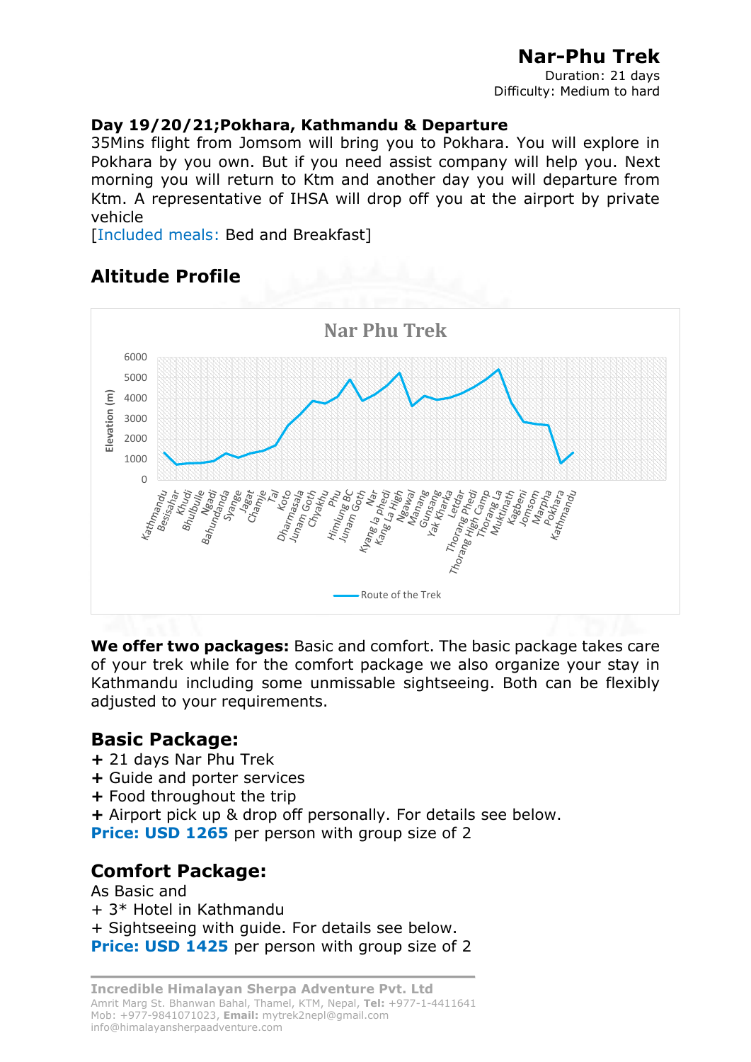### Day 19/20/21;Pokhara, Kathmandu & Departure

35Mins flight from Jomsom will bring you to Pokhara. You will explore in Pokhara by you own. But if you need assist company will help you. Next morning you will return to Ktm and another day you will departure from Ktm. A representative of IHSA will drop off you at the airport by private vehicle

[Included meals: Bed and Breakfast]

## Altitude Profile

**We offer two packages:** Basic and comfort. The basic package takes care of your trek while for the comfort package we also organize your stay in Kathmandu including some unmissable sightseeing. Both can be flexibly adjusted to your requirements.

## Basic Package:

+ 21 days Nar Phu Trek
+ Guide and porter services
+ Food throughout the trip
+ Airport pick up & drop off personally. For details see below.

**Price: USD 1265** per person with group size of 2

## Comfort Package:

As Basic and

+ 3* Hotel in Kathmandu
+ Sightseeing with guide. For details see below.

**Price: USD 1425** per person with group size of 2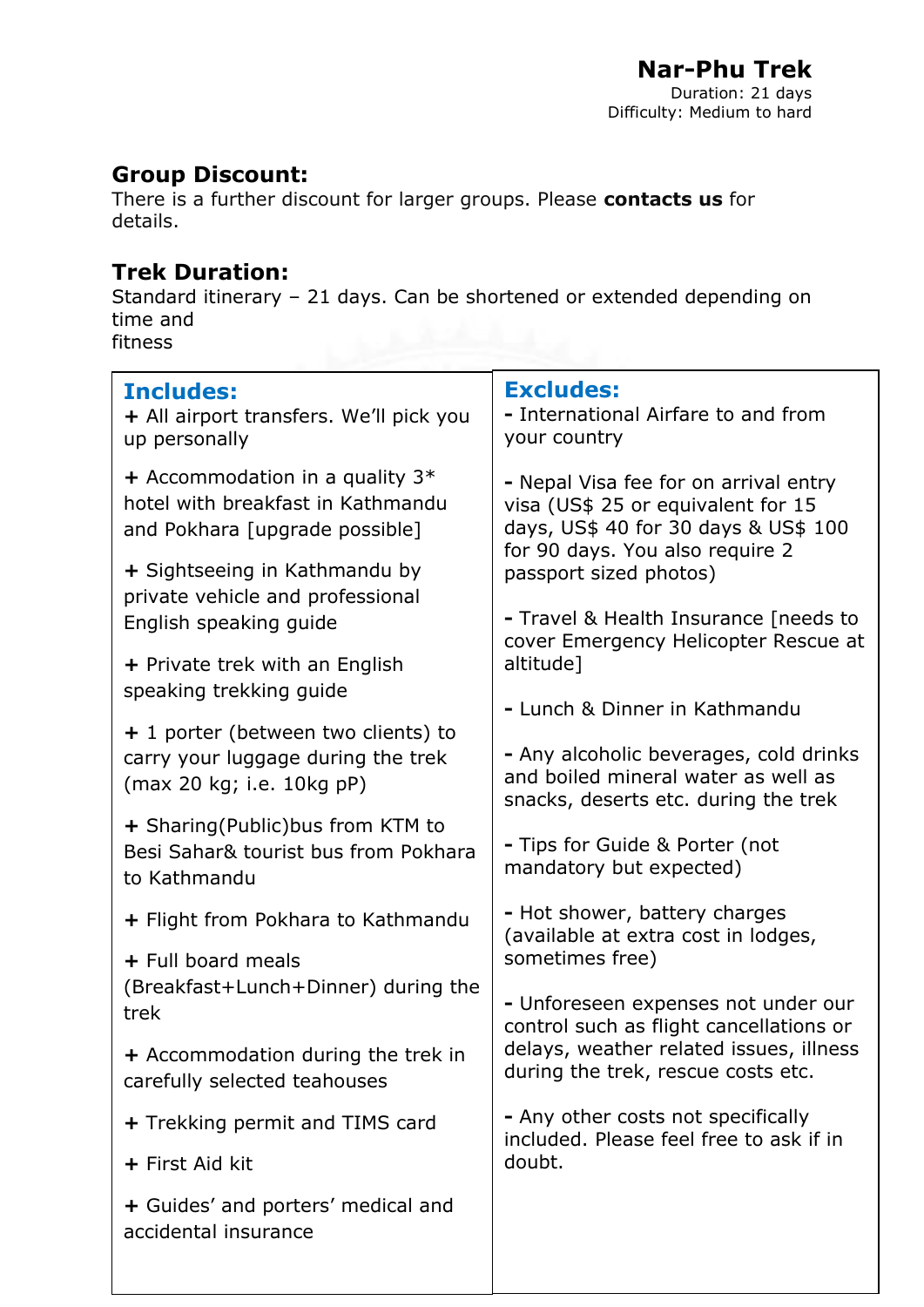**Nar-Phu Trek**
Duration: 21 days
Difficulty: Medium to hard

## Group Discount:

There is a further discount for larger groups. Please **contacts us** for details.

## Trek Duration:

Standard itinerary – 21 days. Can be shortened or extended depending on time and fitness

### Includes:

**+** All airport transfers. We'll pick you up personally

**+** Accommodation in a quality 3* hotel with breakfast in Kathmandu and Pokhara [upgrade possible]

**+** Sightseeing in Kathmandu by private vehicle and professional English speaking guide

**+** Private trek with an English speaking trekking guide

**+** 1 porter (between two clients) to carry your luggage during the trek (max 20 kg; i.e. 10kg pP)

**+** Sharing(Public)bus from KTM to Besi Sahar& tourist bus from Pokhara to Kathmandu

**+** Flight from Pokhara to Kathmandu

**+** Full board meals (Breakfast+Lunch+Dinner) during the trek

**+** Accommodation during the trek in carefully selected teahouses

**+** Trekking permit and TIMS card

**+** First Aid kit

**+** Guides' and porters' medical and accidental insurance

### Excludes:

**-** International Airfare to and from your country

**-** Nepal Visa fee for on arrival entry visa (US$ 25 or equivalent for 15 days, US$ 40 for 30 days & US$ 100 for 90 days. You also require 2 passport sized photos)

**-** Travel & Health Insurance [needs to cover Emergency Helicopter Rescue at altitude]

**-** Lunch & Dinner in Kathmandu

**-** Any alcoholic beverages, cold drinks and boiled mineral water as well as snacks, deserts etc. during the trek

**-** Tips for Guide & Porter (not mandatory but expected)

**-** Hot shower, battery charges (available at extra cost in lodges, sometimes free)

**-** Unforeseen expenses not under our control such as flight cancellations or delays, weather related issues, illness during the trek, rescue costs etc.

**-** Any other costs not specifically included. Please feel free to ask if in doubt.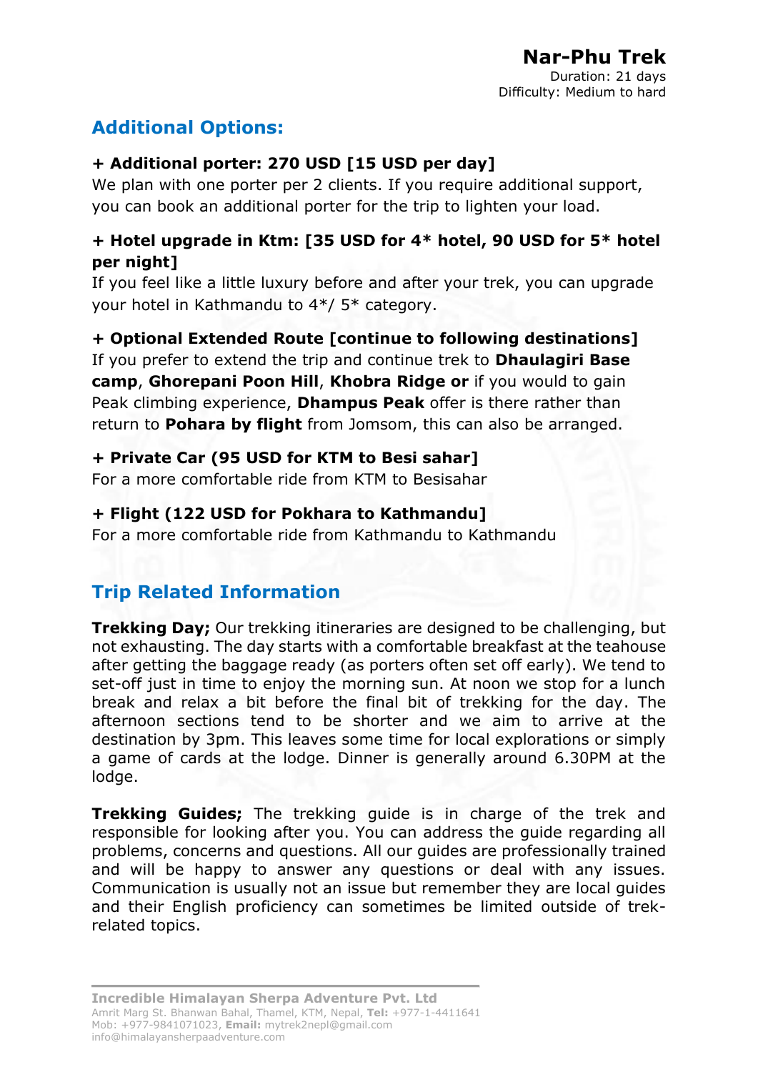## Additional Options:

**+ Additional porter: 270 USD [15 USD per day]**
We plan with one porter per 2 clients. If you require additional support, you can book an additional porter for the trip to lighten your load.

**+ Hotel upgrade in Ktm: [35 USD for 4* hotel, 90 USD for 5* hotel per night]**
If you feel like a little luxury before and after your trek, you can upgrade your hotel in Kathmandu to 4*/ 5* category.

**+ Optional Extended Route [continue to following destinations]**
If you prefer to extend the trip and continue trek to **Dhaulagiri Base camp**, **Ghorepani Poon Hill**, **Khobra Ridge or** if you would to gain Peak climbing experience, **Dhampus Peak** offer is there rather than return to **Pohara by flight** from Jomsom, this can also be arranged.

**+ Private Car (95 USD for KTM to Besi sahar]**
For a more comfortable ride from KTM to Besisahar

**+ Flight (122 USD for Pokhara to Kathmandu]**
For a more comfortable ride from Kathmandu to Kathmandu

## Trip Related Information

**Trekking Day;** Our trekking itineraries are designed to be challenging, but not exhausting. The day starts with a comfortable breakfast at the teahouse after getting the baggage ready (as porters often set off early). We tend to set-off just in time to enjoy the morning sun. At noon we stop for a lunch break and relax a bit before the final bit of trekking for the day. The afternoon sections tend to be shorter and we aim to arrive at the destination by 3pm. This leaves some time for local explorations or simply a game of cards at the lodge. Dinner is generally around 6.30PM at the lodge.

**Trekking Guides;** The trekking guide is in charge of the trek and responsible for looking after you. You can address the guide regarding all problems, concerns and questions. All our guides are professionally trained and will be happy to answer any questions or deal with any issues. Communication is usually not an issue but remember they are local guides and their English proficiency can sometimes be limited outside of trek-related topics.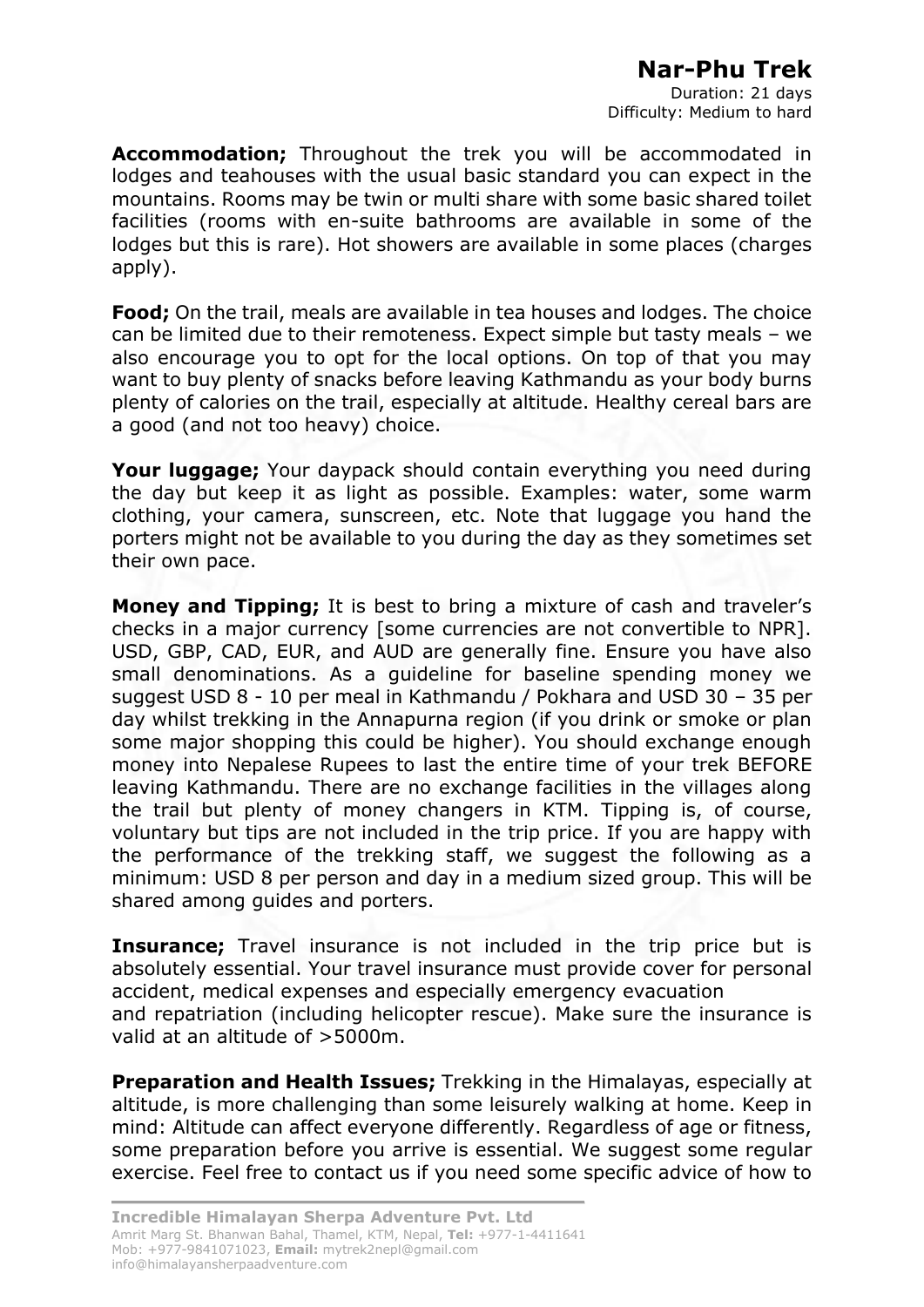**Accommodation;** Throughout the trek you will be accommodated in lodges and teahouses with the usual basic standard you can expect in the mountains. Rooms may be twin or multi share with some basic shared toilet facilities (rooms with en-suite bathrooms are available in some of the lodges but this is rare). Hot showers are available in some places (charges apply).

**Food;** On the trail, meals are available in tea houses and lodges. The choice can be limited due to their remoteness. Expect simple but tasty meals – we also encourage you to opt for the local options. On top of that you may want to buy plenty of snacks before leaving Kathmandu as your body burns plenty of calories on the trail, especially at altitude. Healthy cereal bars are a good (and not too heavy) choice.

**Your luggage;** Your daypack should contain everything you need during the day but keep it as light as possible. Examples: water, some warm clothing, your camera, sunscreen, etc. Note that luggage you hand the porters might not be available to you during the day as they sometimes set their own pace.

**Money and Tipping;** It is best to bring a mixture of cash and traveler's checks in a major currency [some currencies are not convertible to NPR]. USD, GBP, CAD, EUR, and AUD are generally fine. Ensure you have also small denominations. As a guideline for baseline spending money we suggest USD 8 - 10 per meal in Kathmandu / Pokhara and USD 30 – 35 per day whilst trekking in the Annapurna region (if you drink or smoke or plan some major shopping this could be higher). You should exchange enough money into Nepalese Rupees to last the entire time of your trek BEFORE leaving Kathmandu. There are no exchange facilities in the villages along the trail but plenty of money changers in KTM. Tipping is, of course, voluntary but tips are not included in the trip price. If you are happy with the performance of the trekking staff, we suggest the following as a minimum: USD 8 per person and day in a medium sized group. This will be shared among guides and porters.

**Insurance;** Travel insurance is not included in the trip price but is absolutely essential. Your travel insurance must provide cover for personal accident, medical expenses and especially emergency evacuation and repatriation (including helicopter rescue). Make sure the insurance is valid at an altitude of >5000m.

**Preparation and Health Issues;** Trekking in the Himalayas, especially at altitude, is more challenging than some leisurely walking at home. Keep in mind: Altitude can affect everyone differently. Regardless of age or fitness, some preparation before you arrive is essential. We suggest some regular exercise. Feel free to contact us if you need some specific advice of how to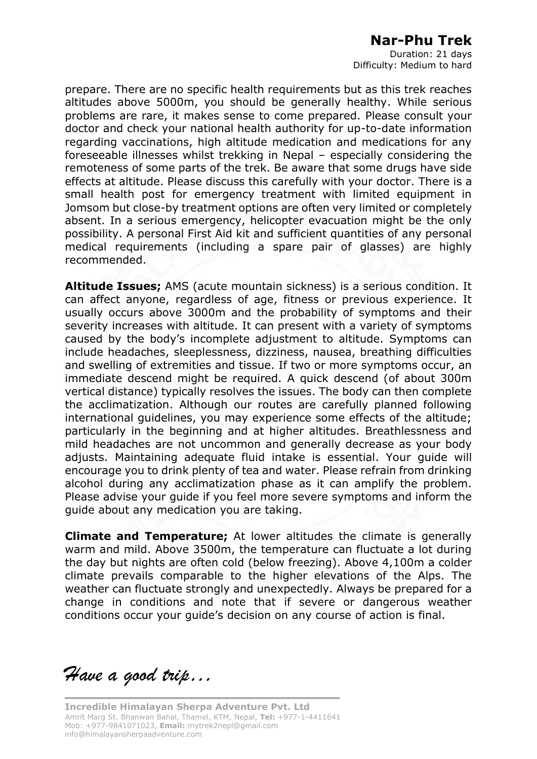prepare. There are no specific health requirements but as this trek reaches altitudes above 5000m, you should be generally healthy. While serious problems are rare, it makes sense to come prepared. Please consult your doctor and check your national health authority for up-to-date information regarding vaccinations, high altitude medication and medications for any foreseeable illnesses whilst trekking in Nepal – especially considering the remoteness of some parts of the trek. Be aware that some drugs have side effects at altitude. Please discuss this carefully with your doctor. There is a small health post for emergency treatment with limited equipment in Jomsom but close-by treatment options are often very limited or completely absent. In a serious emergency, helicopter evacuation might be the only possibility. A personal First Aid kit and sufficient quantities of any personal medical requirements (including a spare pair of glasses) are highly recommended.

**Altitude Issues;** AMS (acute mountain sickness) is a serious condition. It can affect anyone, regardless of age, fitness or previous experience. It usually occurs above 3000m and the probability of symptoms and their severity increases with altitude. It can present with a variety of symptoms caused by the body's incomplete adjustment to altitude. Symptoms can include headaches, sleeplessness, dizziness, nausea, breathing difficulties and swelling of extremities and tissue. If two or more symptoms occur, an immediate descend might be required. A quick descend (of about 300m vertical distance) typically resolves the issues. The body can then complete the acclimatization. Although our routes are carefully planned following international guidelines, you may experience some effects of the altitude; particularly in the beginning and at higher altitudes. Breathlessness and mild headaches are not uncommon and generally decrease as your body adjusts. Maintaining adequate fluid intake is essential. Your guide will encourage you to drink plenty of tea and water. Please refrain from drinking alcohol during any acclimatization phase as it can amplify the problem. Please advise your guide if you feel more severe symptoms and inform the guide about any medication you are taking.

**Climate and Temperature;** At lower altitudes the climate is generally warm and mild. Above 3500m, the temperature can fluctuate a lot during the day but nights are often cold (below freezing). Above 4,100m a colder climate prevails comparable to the higher elevations of the Alps. The weather can fluctuate strongly and unexpectedly. Always be prepared for a change in conditions and note that if severe or dangerous weather conditions occur your guide's decision on any course of action is final.

*Have a good trip…*

**Incredible Himalayan Sherpa Adventure Pvt. Ltd**
Amrit Marg St. Bhanwan Bahal, Thamel, KTM, Nepal, **Tel:** +977-1-4411641
Mob: +977-9841071023, **Email:** mytrek2nepl@gmail.com
info@himalayansherpaadventure.com